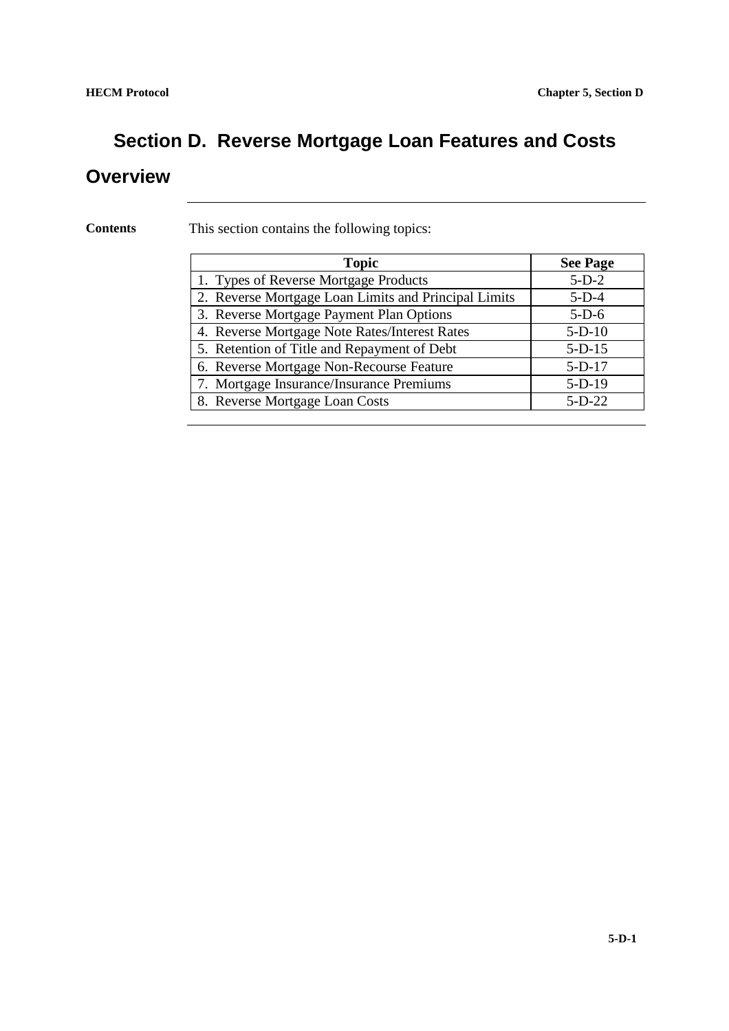# Section D. Reverse Mortgage Loan Features and Costs

## Overview

**Contents**

This section contains the following topics:

| Topic | See Page |
|---|---|
| 1. Types of Reverse Mortgage Products | 5-D-2 |
| 2. Reverse Mortgage Loan Limits and Principal Limits | 5-D-4 |
| 3. Reverse Mortgage Payment Plan Options | 5-D-6 |
| 4. Reverse Mortgage Note Rates/Interest Rates | 5-D-10 |
| 5. Retention of Title and Repayment of Debt | 5-D-15 |
| 6. Reverse Mortgage Non-Recourse Feature | 5-D-17 |
| 7. Mortgage Insurance/Insurance Premiums | 5-D-19 |
| 8. Reverse Mortgage Loan Costs | 5-D-22 |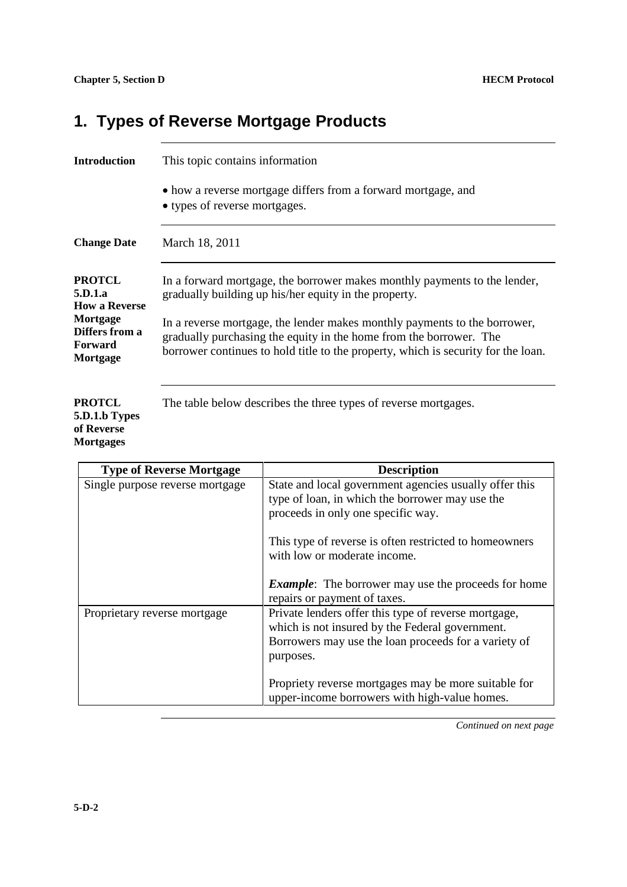# 1. Types of Reverse Mortgage Products

**Introduction**

This topic contains information

- how a reverse mortgage differs from a forward mortgage, and
- types of reverse mortgages.

**Change Date**

March 18, 2011

**PROTCL 5.D.1.a How a Reverse Mortgage Differs from a Forward Mortgage**

In a forward mortgage, the borrower makes monthly payments to the lender, gradually building up his/her equity in the property.

In a reverse mortgage, the lender makes monthly payments to the borrower, gradually purchasing the equity in the home from the borrower. The borrower continues to hold title to the property, which is security for the loan.

**PROTCL 5.D.1.b Types of Reverse Mortgages**

The table below describes the three types of reverse mortgages.

| Type of Reverse Mortgage | Description |
|---|---|
| Single purpose reverse mortgage | State and local government agencies usually offer this type of loan, in which the borrower may use the proceeds in only one specific way.<br><br>This type of reverse is often restricted to homeowners with low or moderate income.<br><br>***Example***: The borrower may use the proceeds for home repairs or payment of taxes. |
| Proprietary reverse mortgage | Private lenders offer this type of reverse mortgage, which is not insured by the Federal government. Borrowers may use the loan proceeds for a variety of purposes.<br><br>Propriety reverse mortgages may be more suitable for upper-income borrowers with high-value homes. |

*Continued on next page*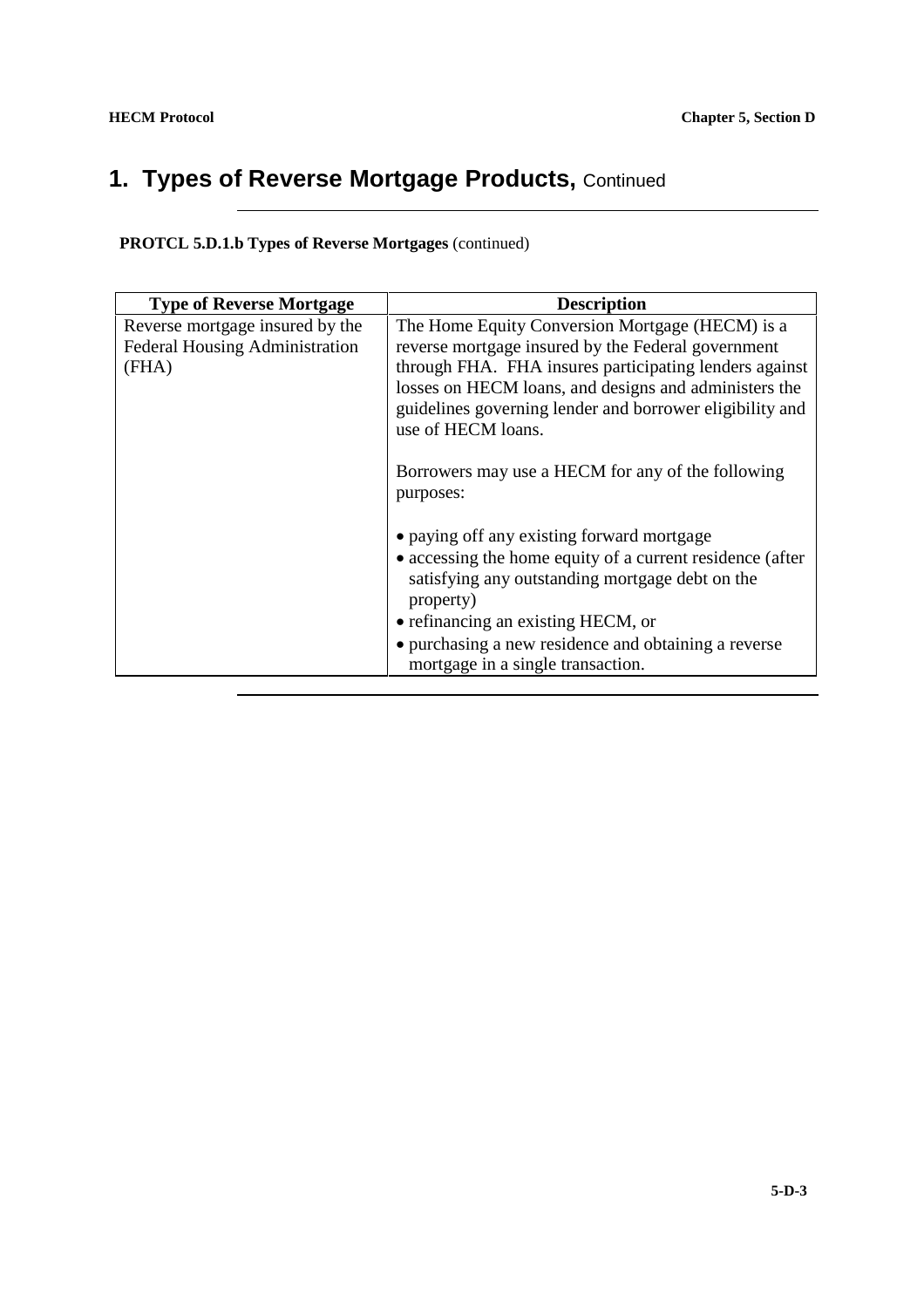# 1. Types of Reverse Mortgage Products, Continued

**PROTCL 5.D.1.b Types of Reverse Mortgages** (continued)

| Type of Reverse Mortgage | Description |
|---|---|
| Reverse mortgage insured by the Federal Housing Administration (FHA) | The Home Equity Conversion Mortgage (HECM) is a reverse mortgage insured by the Federal government through FHA. FHA insures participating lenders against losses on HECM loans, and designs and administers the guidelines governing lender and borrower eligibility and use of HECM loans.<br><br>Borrowers may use a HECM for any of the following purposes:<br><br>• paying off any existing forward mortgage<br>• accessing the home equity of a current residence (after satisfying any outstanding mortgage debt on the property)<br>• refinancing an existing HECM, or<br>• purchasing a new residence and obtaining a reverse mortgage in a single transaction. |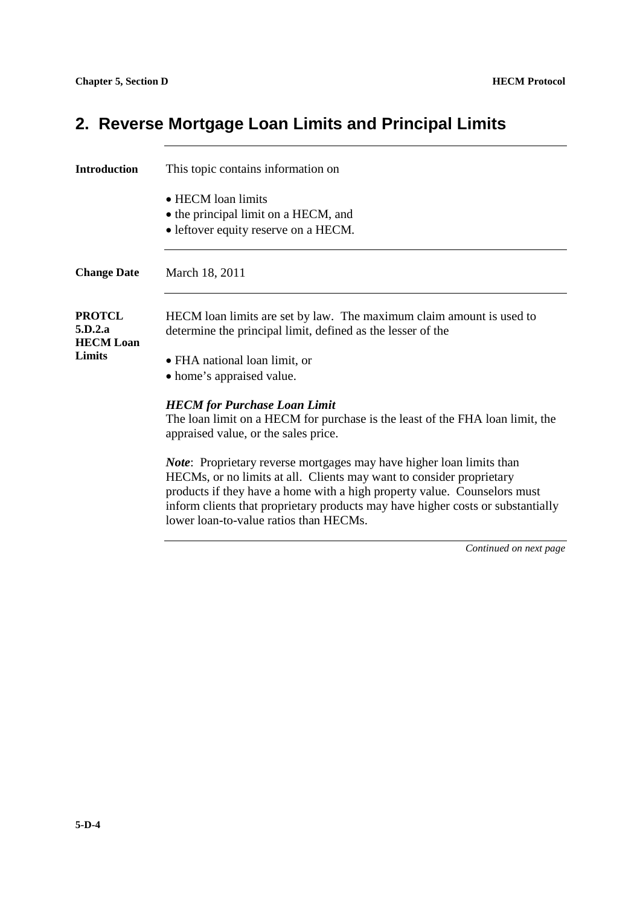## 2. Reverse Mortgage Loan Limits and Principal Limits

**Introduction**

This topic contains information on

- HECM loan limits
- the principal limit on a HECM, and
- leftover equity reserve on a HECM.

**Change Date**

March 18, 2011

**PROTCL 5.D.2.a HECM Loan Limits**

HECM loan limits are set by law. The maximum claim amount is used to determine the principal limit, defined as the lesser of the

- FHA national loan limit, or
- home's appraised value.

***HECM for Purchase Loan Limit***
The loan limit on a HECM for purchase is the least of the FHA loan limit, the appraised value, or the sales price.

***Note***: Proprietary reverse mortgages may have higher loan limits than HECMs, or no limits at all. Clients may want to consider proprietary products if they have a home with a high property value. Counselors must inform clients that proprietary products may have higher costs or substantially lower loan-to-value ratios than HECMs.

*Continued on next page*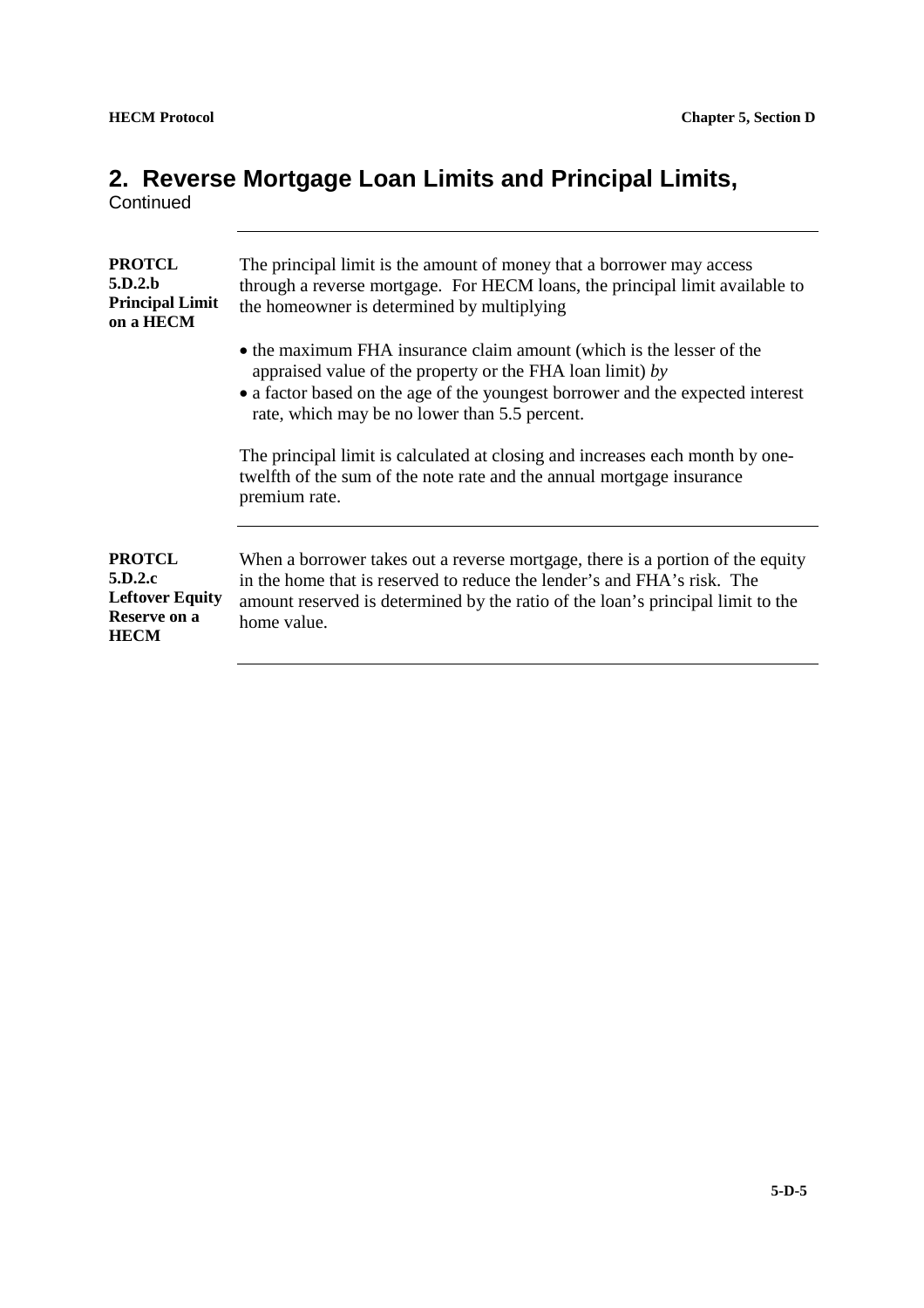## 2. Reverse Mortgage Loan Limits and Principal Limits, Continued

**PROTCL 5.D.2.b Principal Limit on a HECM**

The principal limit is the amount of money that a borrower may access through a reverse mortgage. For HECM loans, the principal limit available to the homeowner is determined by multiplying

- the maximum FHA insurance claim amount (which is the lesser of the appraised value of the property or the FHA loan limit) *by*
- a factor based on the age of the youngest borrower and the expected interest rate, which may be no lower than 5.5 percent.

The principal limit is calculated at closing and increases each month by one-twelfth of the sum of the note rate and the annual mortgage insurance premium rate.

---

**PROTCL 5.D.2.c Leftover Equity Reserve on a HECM**

When a borrower takes out a reverse mortgage, there is a portion of the equity in the home that is reserved to reduce the lender's and FHA's risk. The amount reserved is determined by the ratio of the loan's principal limit to the home value.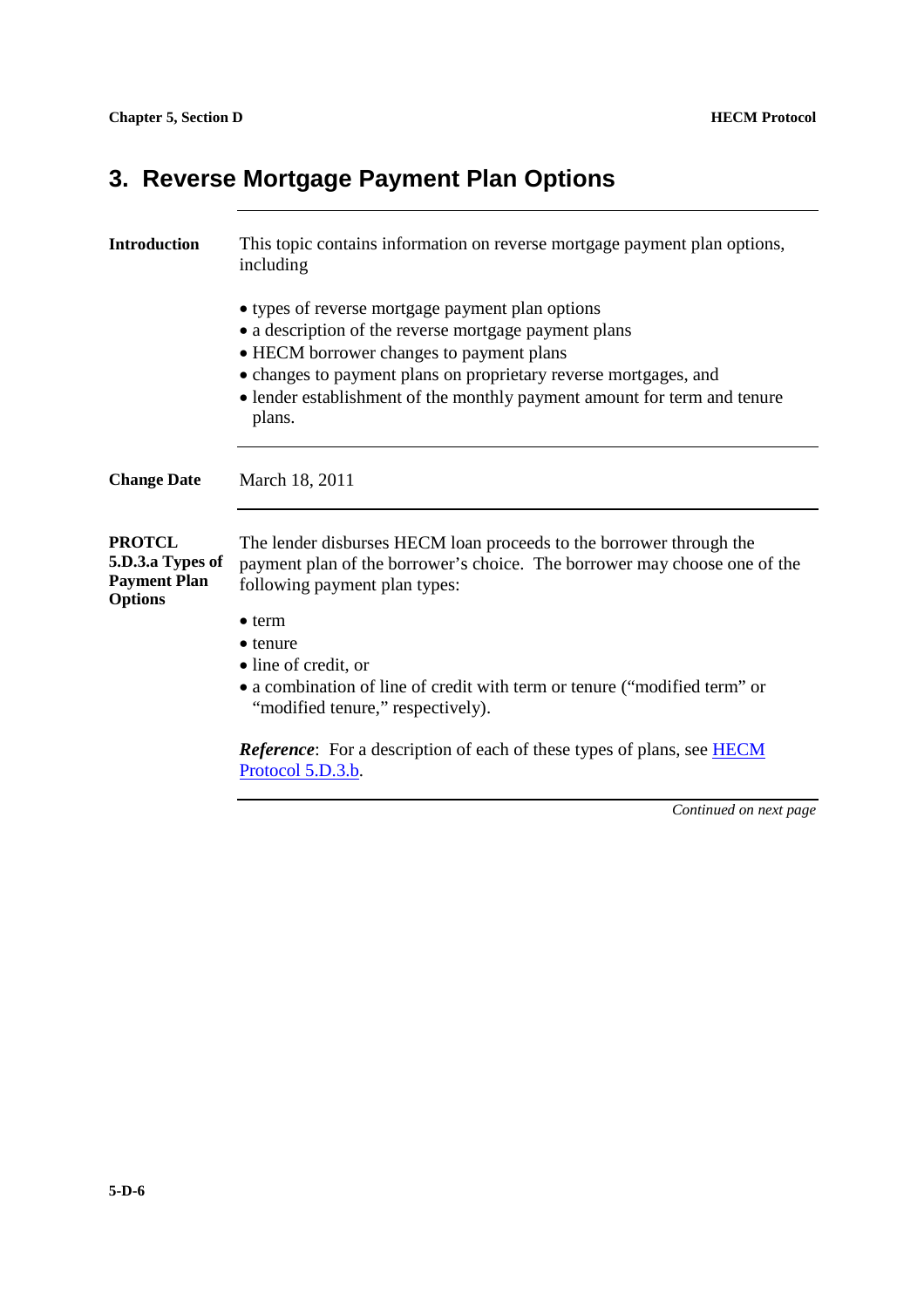# 3. Reverse Mortgage Payment Plan Options

**Introduction**

This topic contains information on reverse mortgage payment plan options, including

- types of reverse mortgage payment plan options
- a description of the reverse mortgage payment plans
- HECM borrower changes to payment plans
- changes to payment plans on proprietary reverse mortgages, and
- lender establishment of the monthly payment amount for term and tenure plans.

**Change Date**

March 18, 2011

**PROTCL 5.D.3.a Types of Payment Plan Options**

The lender disburses HECM loan proceeds to the borrower through the payment plan of the borrower's choice. The borrower may choose one of the following payment plan types:

- term
- tenure
- line of credit, or
- a combination of line of credit with term or tenure ("modified term" or "modified tenure," respectively).

***Reference***: For a description of each of these types of plans, see [HECM Protocol 5.D.3.b](#).

*Continued on next page*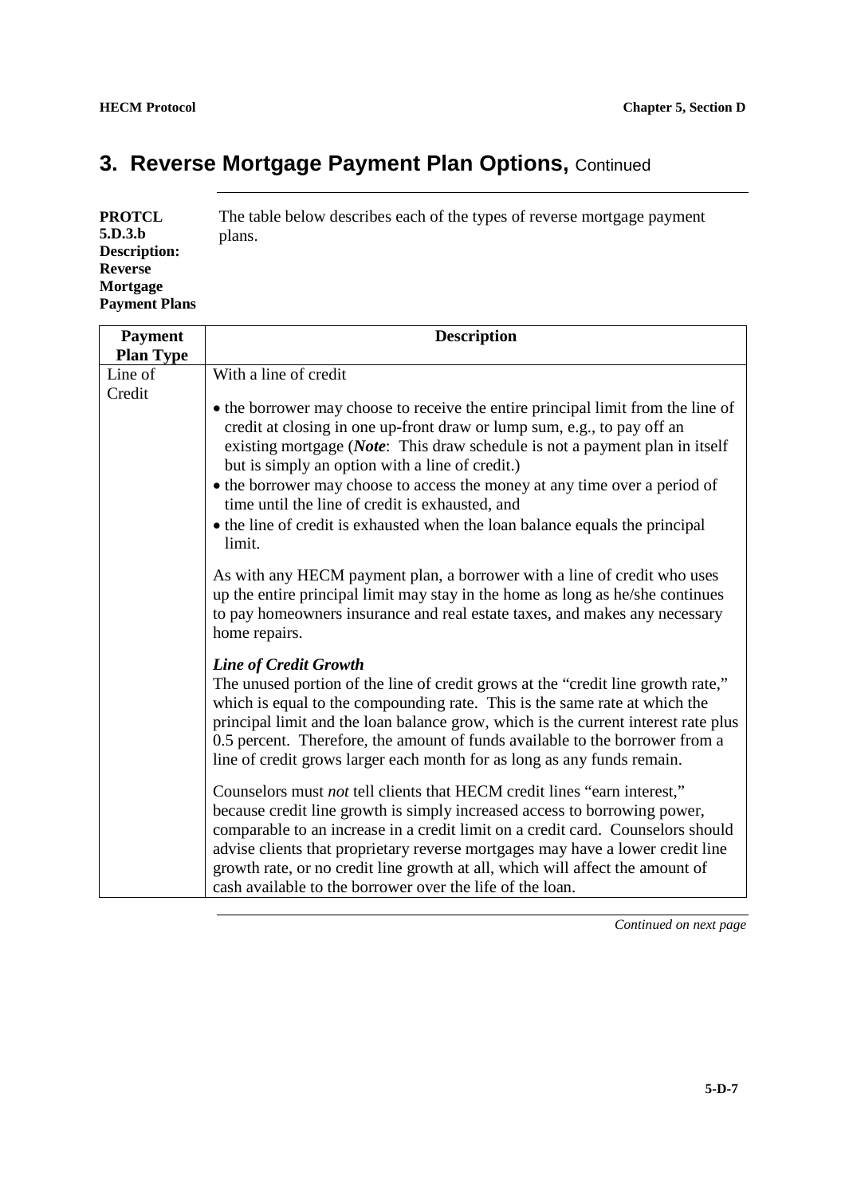# 3. Reverse Mortgage Payment Plan Options, Continued

**PROTCL 5.D.3.b Description: Reverse Mortgage Payment Plans**

The table below describes each of the types of reverse mortgage payment plans.

| Payment Plan Type | Description |
|---|---|
| Line of Credit | With a line of credit<br><br>• the borrower may choose to receive the entire principal limit from the line of credit at closing in one up-front draw or lump sum, e.g., to pay off an existing mortgage (***Note***: This draw schedule is not a payment plan in itself but is simply an option with a line of credit.)<br>• the borrower may choose to access the money at any time over a period of time until the line of credit is exhausted, and<br>• the line of credit is exhausted when the loan balance equals the principal limit.<br><br>As with any HECM payment plan, a borrower with a line of credit who uses up the entire principal limit may stay in the home as long as he/she continues to pay homeowners insurance and real estate taxes, and makes any necessary home repairs.<br><br>***Line of Credit Growth***<br>The unused portion of the line of credit grows at the "credit line growth rate," which is equal to the compounding rate. This is the same rate at which the principal limit and the loan balance grow, which is the current interest rate plus 0.5 percent. Therefore, the amount of funds available to the borrower from a line of credit grows larger each month for as long as any funds remain.<br><br>Counselors must *not* tell clients that HECM credit lines "earn interest," because credit line growth is simply increased access to borrowing power, comparable to an increase in a credit limit on a credit card. Counselors should advise clients that proprietary reverse mortgages may have a lower credit line growth rate, or no credit line growth at all, which will affect the amount of cash available to the borrower over the life of the loan. |

*Continued on next page*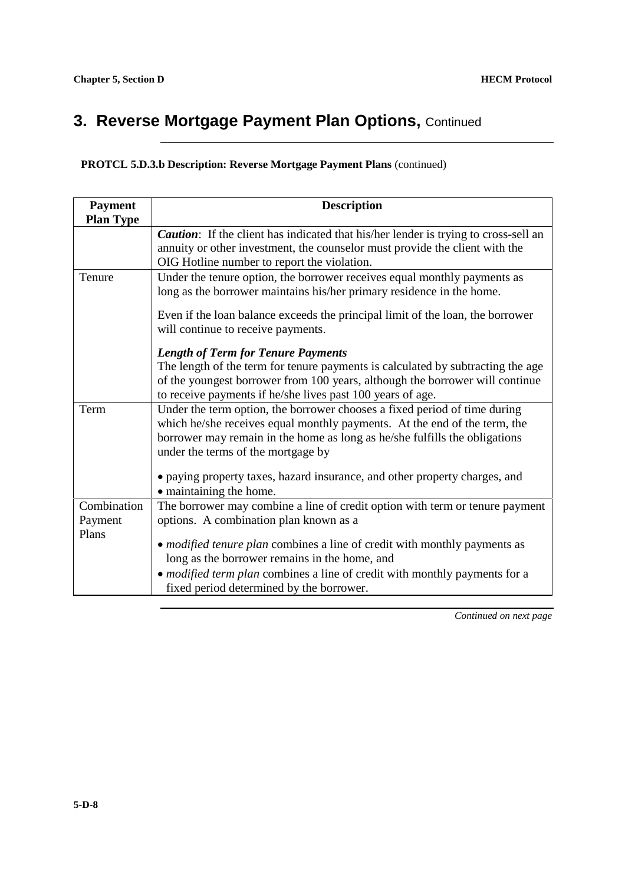## 3. Reverse Mortgage Payment Plan Options, Continued

**PROTCL 5.D.3.b Description: Reverse Mortgage Payment Plans** (continued)

| Payment Plan Type | Description |
|---|---|
| | ***Caution***: If the client has indicated that his/her lender is trying to cross-sell an annuity or other investment, the counselor must provide the client with the OIG Hotline number to report the violation. |
| Tenure | Under the tenure option, the borrower receives equal monthly payments as long as the borrower maintains his/her primary residence in the home.<br><br>Even if the loan balance exceeds the principal limit of the loan, the borrower will continue to receive payments.<br><br>***Length of Term for Tenure Payments***<br>The length of the term for tenure payments is calculated by subtracting the age of the youngest borrower from 100 years, although the borrower will continue to receive payments if he/she lives past 100 years of age. |
| Term | Under the term option, the borrower chooses a fixed period of time during which he/she receives equal monthly payments. At the end of the term, the borrower may remain in the home as long as he/she fulfills the obligations under the terms of the mortgage by<br><br>• paying property taxes, hazard insurance, and other property charges, and<br>• maintaining the home. |
| Combination Payment Plans | The borrower may combine a line of credit option with term or tenure payment options. A combination plan known as a<br><br>• *modified tenure plan* combines a line of credit with monthly payments as long as the borrower remains in the home, and<br>• *modified term plan* combines a line of credit with monthly payments for a fixed period determined by the borrower. |

*Continued on next page*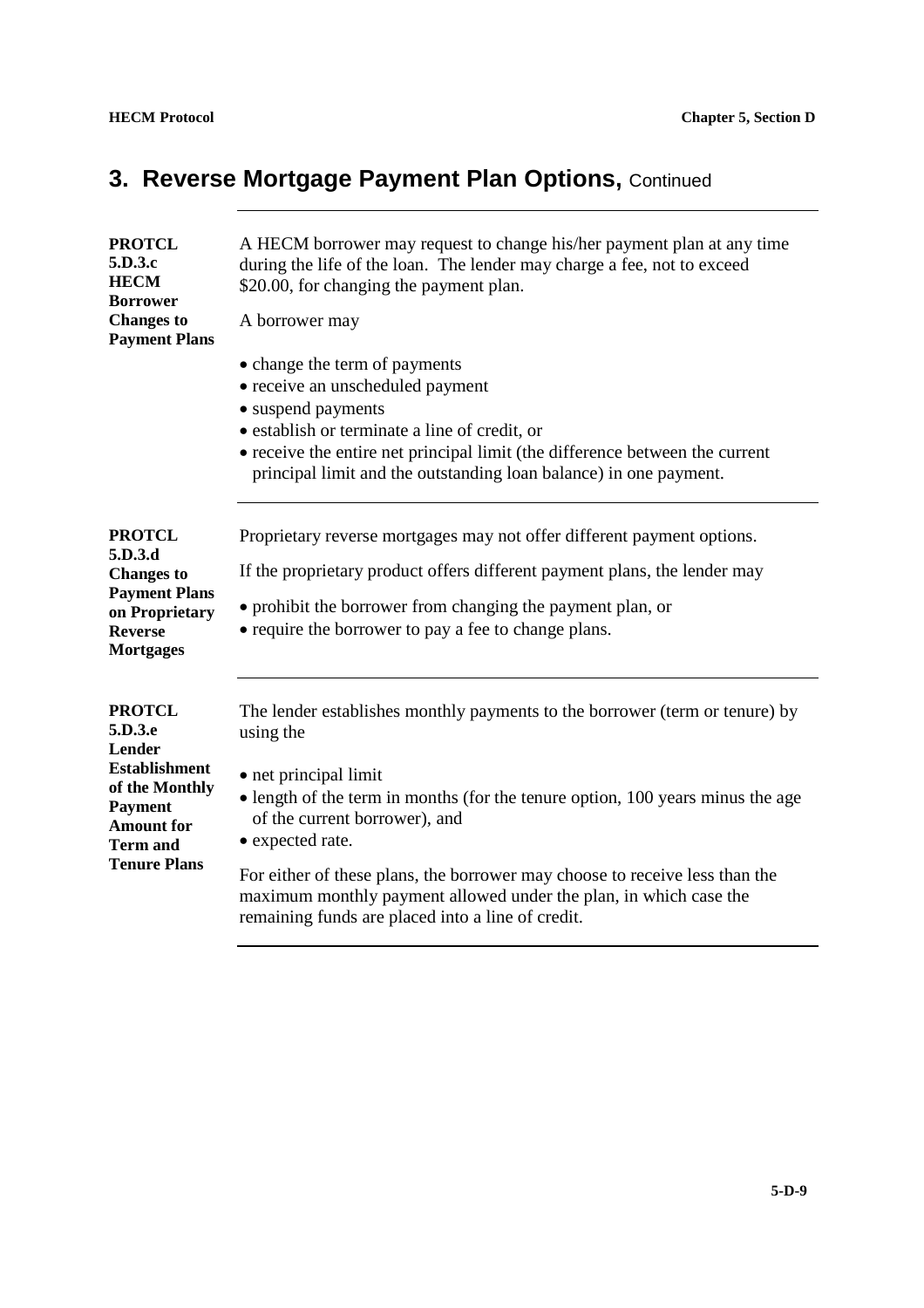# 3. Reverse Mortgage Payment Plan Options, Continued

**PROTCL 5.D.3.c HECM Borrower Changes to Payment Plans**

A HECM borrower may request to change his/her payment plan at any time during the life of the loan. The lender may charge a fee, not to exceed $20.00, for changing the payment plan.

A borrower may

- change the term of payments
- receive an unscheduled payment
- suspend payments
- establish or terminate a line of credit, or
- receive the entire net principal limit (the difference between the current principal limit and the outstanding loan balance) in one payment.

---

**PROTCL 5.D.3.d Changes to Payment Plans on Proprietary Reverse Mortgages**

Proprietary reverse mortgages may not offer different payment options.

If the proprietary product offers different payment plans, the lender may

- prohibit the borrower from changing the payment plan, or
- require the borrower to pay a fee to change plans.

---

**PROTCL 5.D.3.e Lender Establishment of the Monthly Payment Amount for Term and Tenure Plans**

The lender establishes monthly payments to the borrower (term or tenure) by using the

- net principal limit
- length of the term in months (for the tenure option, 100 years minus the age of the current borrower), and
- expected rate.

For either of these plans, the borrower may choose to receive less than the maximum monthly payment allowed under the plan, in which case the remaining funds are placed into a line of credit.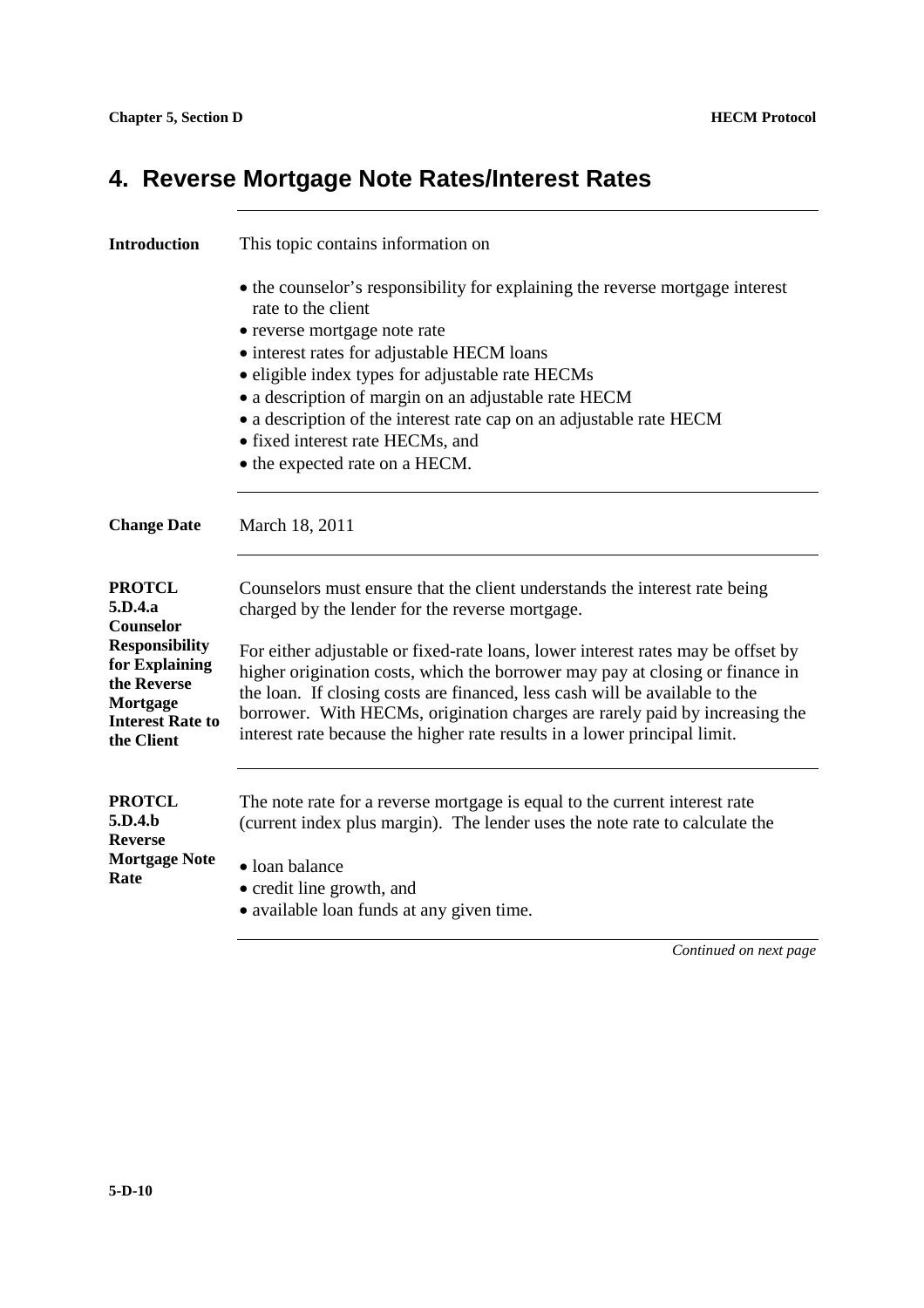# 4. Reverse Mortgage Note Rates/Interest Rates

**Introduction**

This topic contains information on

- the counselor's responsibility for explaining the reverse mortgage interest rate to the client
- reverse mortgage note rate
- interest rates for adjustable HECM loans
- eligible index types for adjustable rate HECMs
- a description of margin on an adjustable rate HECM
- a description of the interest rate cap on an adjustable rate HECM
- fixed interest rate HECMs, and
- the expected rate on a HECM.

**Change Date**

March 18, 2011

**PROTCL 5.D.4.a Counselor Responsibility for Explaining the Reverse Mortgage Interest Rate to the Client**

Counselors must ensure that the client understands the interest rate being charged by the lender for the reverse mortgage.

For either adjustable or fixed-rate loans, lower interest rates may be offset by higher origination costs, which the borrower may pay at closing or finance in the loan. If closing costs are financed, less cash will be available to the borrower. With HECMs, origination charges are rarely paid by increasing the interest rate because the higher rate results in a lower principal limit.

**PROTCL 5.D.4.b Reverse Mortgage Note Rate**

The note rate for a reverse mortgage is equal to the current interest rate (current index plus margin). The lender uses the note rate to calculate the

- loan balance
- credit line growth, and
- available loan funds at any given time.

*Continued on next page*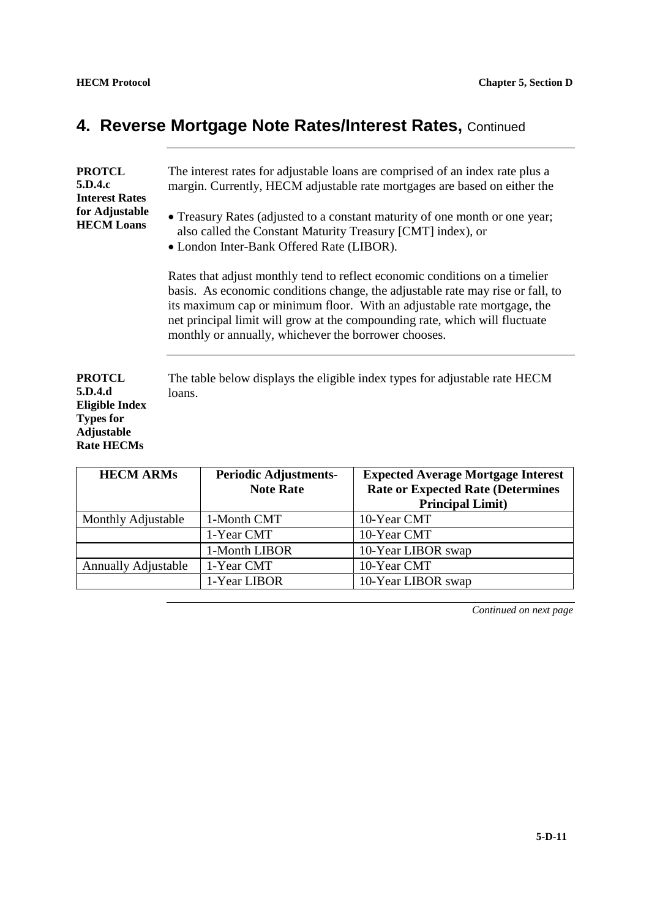## 4. Reverse Mortgage Note Rates/Interest Rates, Continued

**PROTCL 5.D.4.c Interest Rates for Adjustable HECM Loans**

The interest rates for adjustable loans are comprised of an index rate plus a margin. Currently, HECM adjustable rate mortgages are based on either the

- Treasury Rates (adjusted to a constant maturity of one month or one year; also called the Constant Maturity Treasury [CMT] index), or
- London Inter-Bank Offered Rate (LIBOR).

Rates that adjust monthly tend to reflect economic conditions on a timelier basis. As economic conditions change, the adjustable rate may rise or fall, to its maximum cap or minimum floor. With an adjustable rate mortgage, the net principal limit will grow at the compounding rate, which will fluctuate monthly or annually, whichever the borrower chooses.

**PROTCL 5.D.4.d Eligible Index Types for Adjustable Rate HECMs**

The table below displays the eligible index types for adjustable rate HECM loans.

| HECM ARMs | Periodic Adjustments-Note Rate | Expected Average Mortgage Interest Rate or Expected Rate (Determines Principal Limit) |
|---|---|---|
| Monthly Adjustable | 1-Month CMT | 10-Year CMT |
| | 1-Year CMT | 10-Year CMT |
| | 1-Month LIBOR | 10-Year LIBOR swap |
| Annually Adjustable | 1-Year CMT | 10-Year CMT |
| | 1-Year LIBOR | 10-Year LIBOR swap |

*Continued on next page*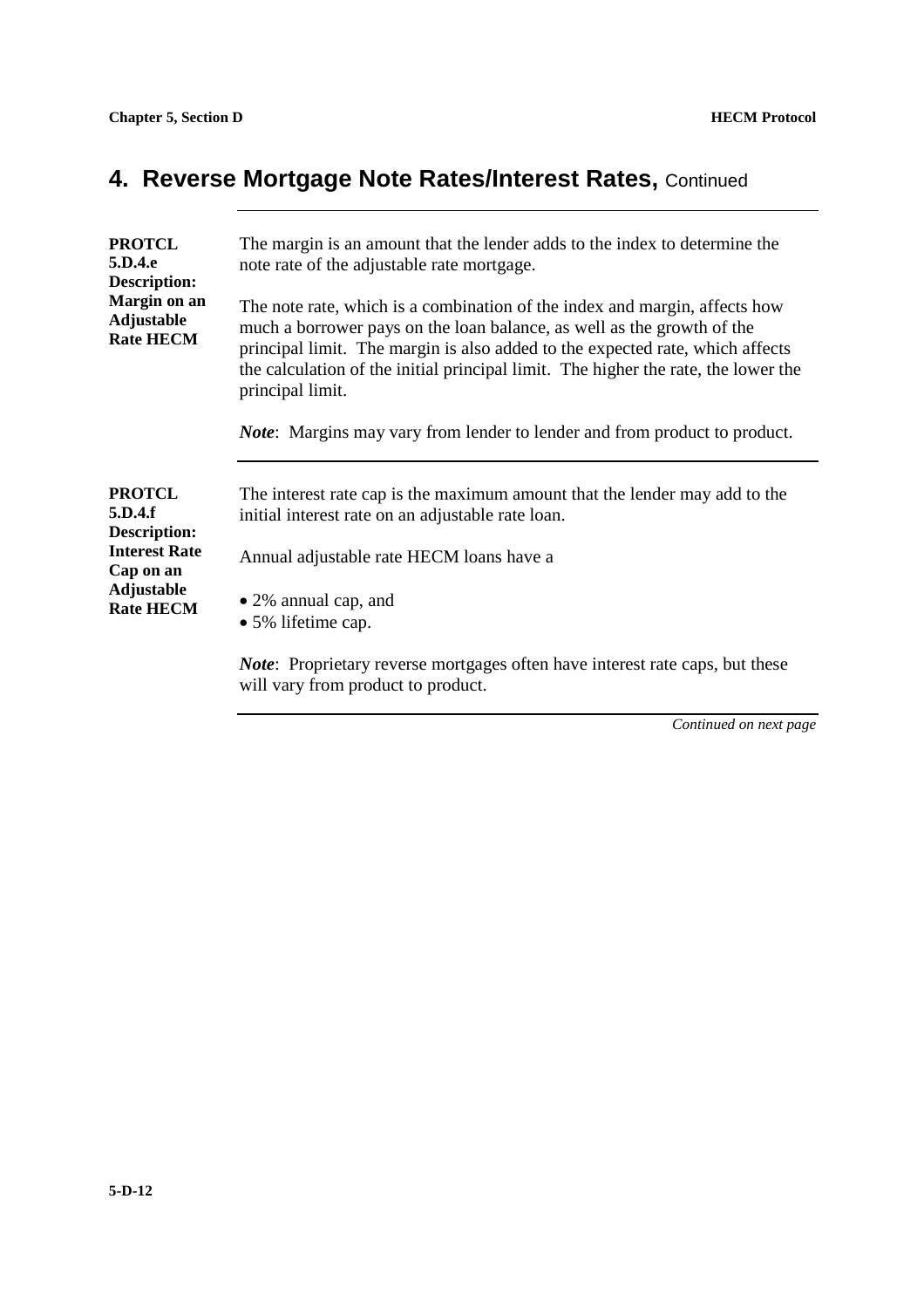## 4. Reverse Mortgage Note Rates/Interest Rates, Continued

**PROTCL 5.D.4.e Description: Margin on an Adjustable Rate HECM**

The margin is an amount that the lender adds to the index to determine the note rate of the adjustable rate mortgage.

The note rate, which is a combination of the index and margin, affects how much a borrower pays on the loan balance, as well as the growth of the principal limit. The margin is also added to the expected rate, which affects the calculation of the initial principal limit. The higher the rate, the lower the principal limit.

***Note***: Margins may vary from lender to lender and from product to product.

**PROTCL 5.D.4.f Description: Interest Rate Cap on an Adjustable Rate HECM**

The interest rate cap is the maximum amount that the lender may add to the initial interest rate on an adjustable rate loan.

Annual adjustable rate HECM loans have a

- 2% annual cap, and
- 5% lifetime cap.

***Note***: Proprietary reverse mortgages often have interest rate caps, but these will vary from product to product.

*Continued on next page*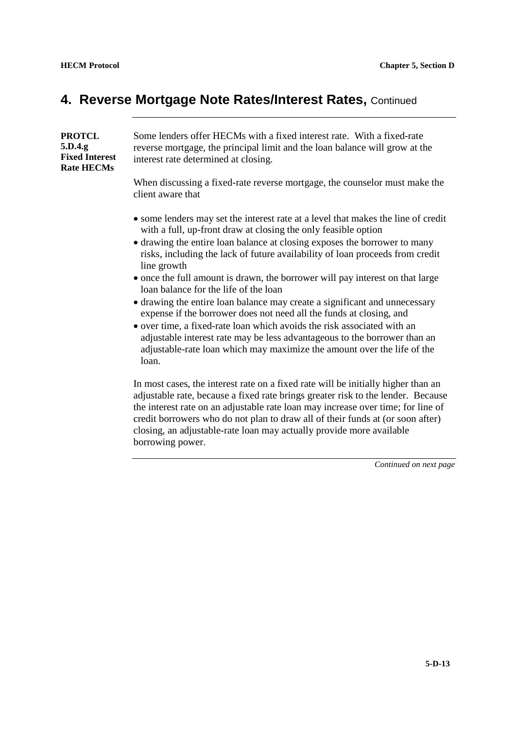## 4. Reverse Mortgage Note Rates/Interest Rates, Continued

**PROTCL 5.D.4.g Fixed Interest Rate HECMs**

Some lenders offer HECMs with a fixed interest rate. With a fixed-rate reverse mortgage, the principal limit and the loan balance will grow at the interest rate determined at closing.

When discussing a fixed-rate reverse mortgage, the counselor must make the client aware that

- some lenders may set the interest rate at a level that makes the line of credit with a full, up-front draw at closing the only feasible option
- drawing the entire loan balance at closing exposes the borrower to many risks, including the lack of future availability of loan proceeds from credit line growth
- once the full amount is drawn, the borrower will pay interest on that large loan balance for the life of the loan
- drawing the entire loan balance may create a significant and unnecessary expense if the borrower does not need all the funds at closing, and
- over time, a fixed-rate loan which avoids the risk associated with an adjustable interest rate may be less advantageous to the borrower than an adjustable-rate loan which may maximize the amount over the life of the loan.

In most cases, the interest rate on a fixed rate will be initially higher than an adjustable rate, because a fixed rate brings greater risk to the lender. Because the interest rate on an adjustable rate loan may increase over time; for line of credit borrowers who do not plan to draw all of their funds at (or soon after) closing, an adjustable-rate loan may actually provide more available borrowing power.

*Continued on next page*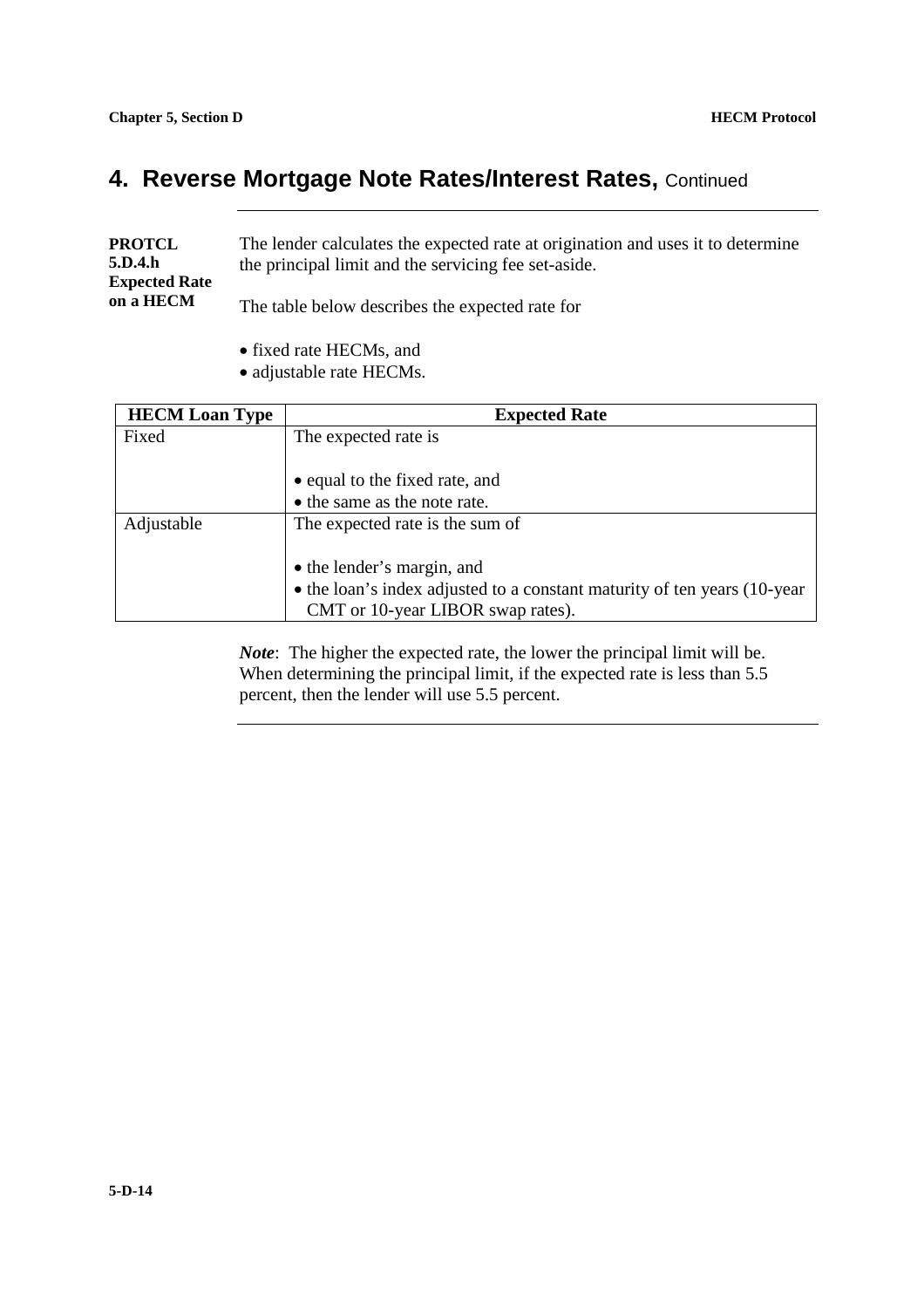## 4. Reverse Mortgage Note Rates/Interest Rates, Continued

**PROTCL 5.D.4.h Expected Rate on a HECM**

The lender calculates the expected rate at origination and uses it to determine the principal limit and the servicing fee set-aside.

The table below describes the expected rate for

- fixed rate HECMs, and
- adjustable rate HECMs.

| HECM Loan Type | Expected Rate |
| --- | --- |
| Fixed | The expected rate is<br><br>• equal to the fixed rate, and<br>• the same as the note rate. |
| Adjustable | The expected rate is the sum of<br><br>• the lender's margin, and<br>• the loan's index adjusted to a constant maturity of ten years (10-year CMT or 10-year LIBOR swap rates). |

***Note***: The higher the expected rate, the lower the principal limit will be. When determining the principal limit, if the expected rate is less than 5.5 percent, then the lender will use 5.5 percent.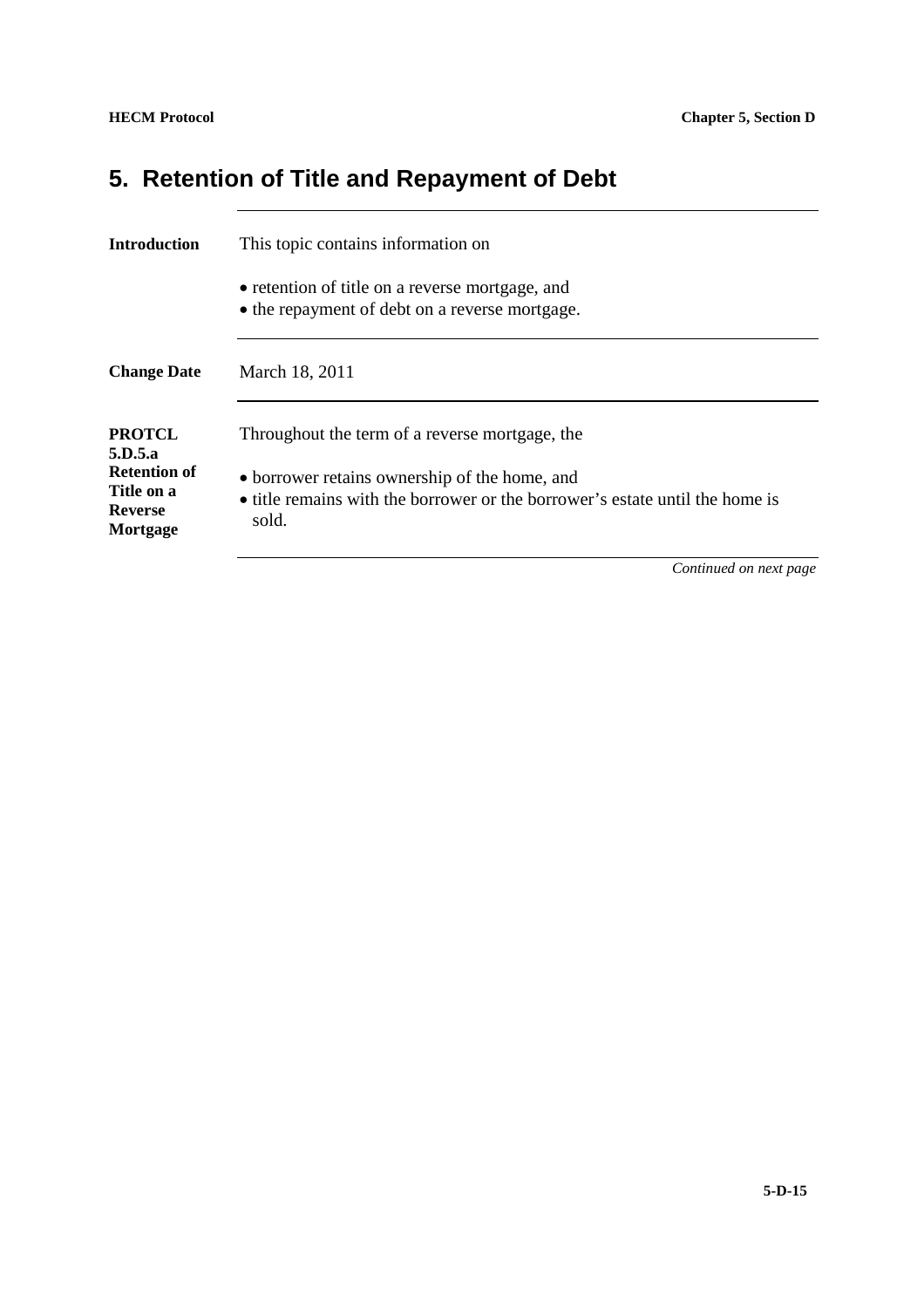# 5. Retention of Title and Repayment of Debt

**Introduction**

This topic contains information on

- retention of title on a reverse mortgage, and
- the repayment of debt on a reverse mortgage.

**Change Date**

March 18, 2011

**PROTCL 5.D.5.a Retention of Title on a Reverse Mortgage**

Throughout the term of a reverse mortgage, the

- borrower retains ownership of the home, and
- title remains with the borrower or the borrower's estate until the home is sold.

*Continued on next page*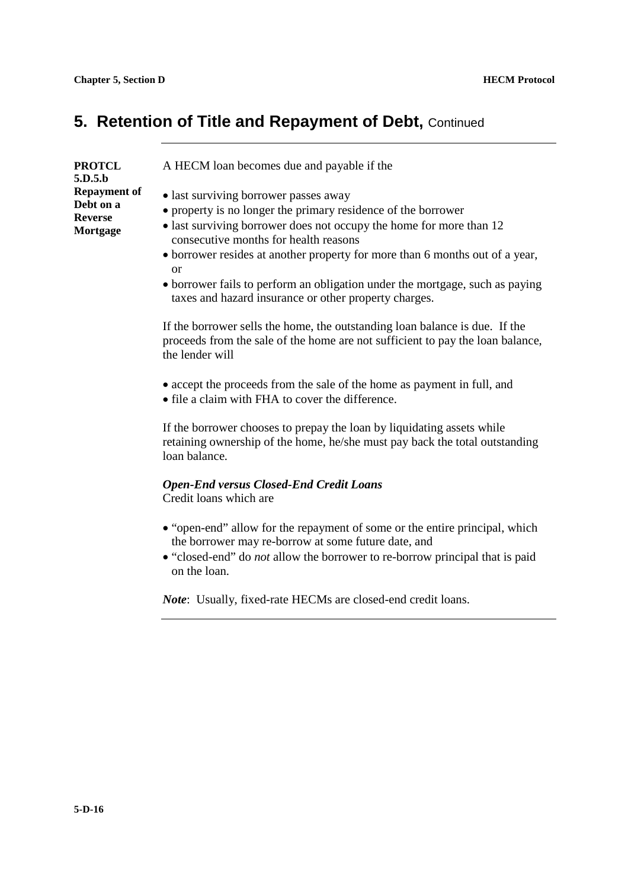## 5. Retention of Title and Repayment of Debt, Continued

**PROTCL 5.D.5.b Repayment of Debt on a Reverse Mortgage**

A HECM loan becomes due and payable if the

- last surviving borrower passes away
- property is no longer the primary residence of the borrower
- last surviving borrower does not occupy the home for more than 12 consecutive months for health reasons
- borrower resides at another property for more than 6 months out of a year, or
- borrower fails to perform an obligation under the mortgage, such as paying taxes and hazard insurance or other property charges.

If the borrower sells the home, the outstanding loan balance is due. If the proceeds from the sale of the home are not sufficient to pay the loan balance, the lender will

- accept the proceeds from the sale of the home as payment in full, and
- file a claim with FHA to cover the difference.

If the borrower chooses to prepay the loan by liquidating assets while retaining ownership of the home, he/she must pay back the total outstanding loan balance.

***Open-End versus Closed-End Credit Loans***
Credit loans which are

- "open-end" allow for the repayment of some or the entire principal, which the borrower may re-borrow at some future date, and
- "closed-end" do *not* allow the borrower to re-borrow principal that is paid on the loan.

***Note***: Usually, fixed-rate HECMs are closed-end credit loans.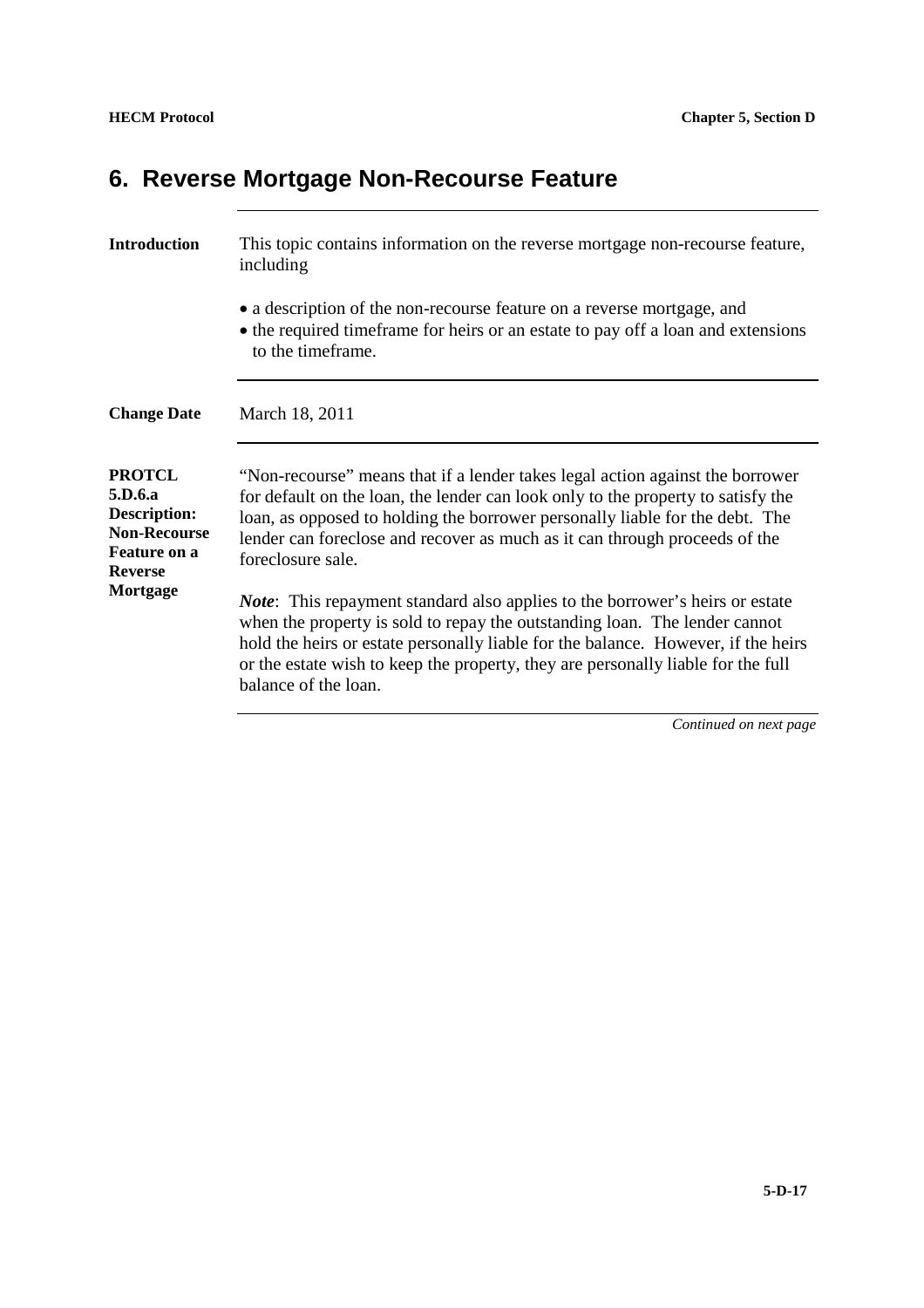# 6. Reverse Mortgage Non-Recourse Feature

**Introduction**

This topic contains information on the reverse mortgage non-recourse feature, including

- a description of the non-recourse feature on a reverse mortgage, and
- the required timeframe for heirs or an estate to pay off a loan and extensions to the timeframe.

**Change Date**

March 18, 2011

**PROTCL 5.D.6.a Description: Non-Recourse Feature on a Reverse Mortgage**

"Non-recourse" means that if a lender takes legal action against the borrower for default on the loan, the lender can look only to the property to satisfy the loan, as opposed to holding the borrower personally liable for the debt. The lender can foreclose and recover as much as it can through proceeds of the foreclosure sale.

***Note***: This repayment standard also applies to the borrower's heirs or estate when the property is sold to repay the outstanding loan. The lender cannot hold the heirs or estate personally liable for the balance. However, if the heirs or the estate wish to keep the property, they are personally liable for the full balance of the loan.

*Continued on next page*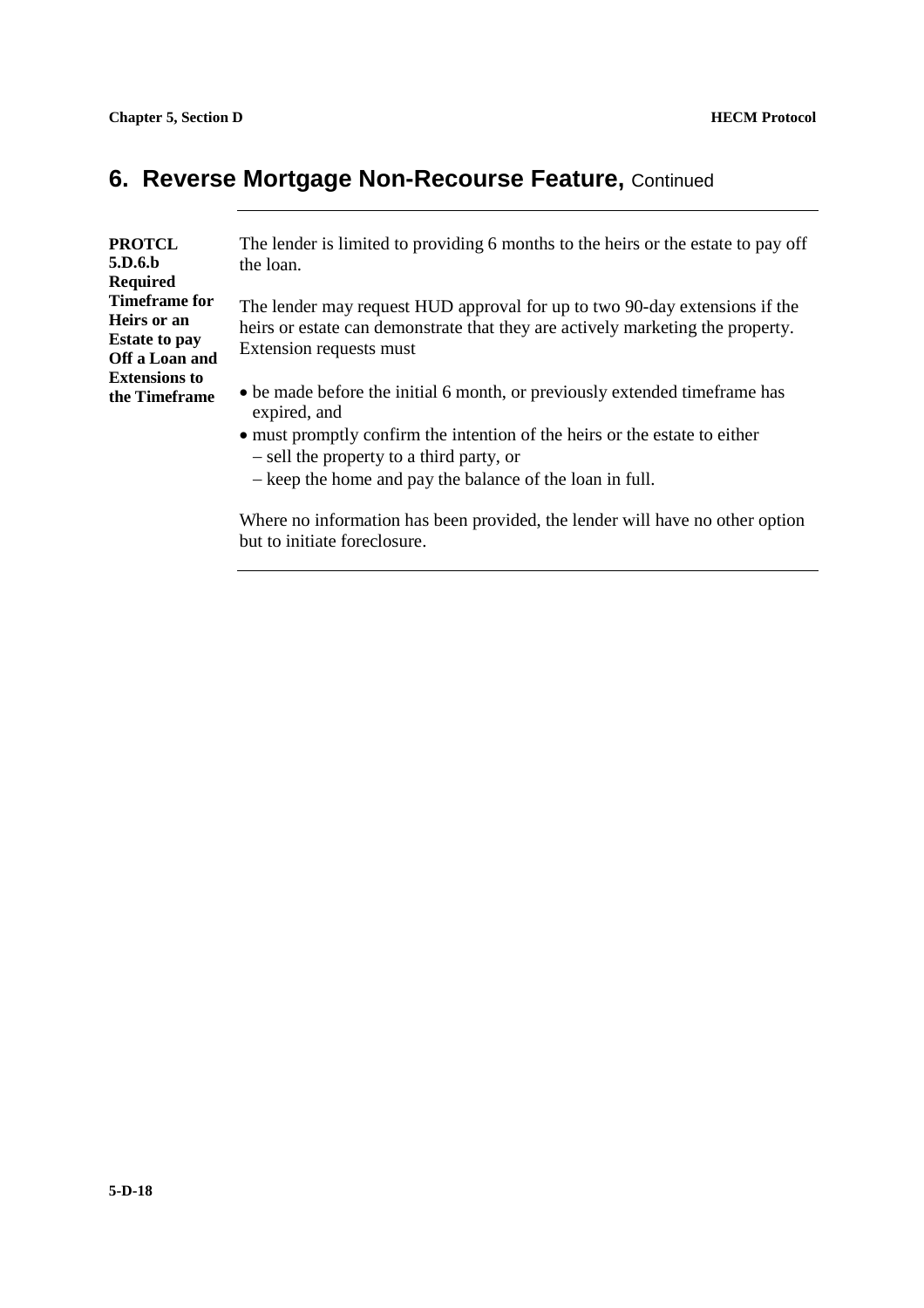## 6. Reverse Mortgage Non-Recourse Feature, Continued

**PROTCL 5.D.6.b Required Timeframe for Heirs or an Estate to pay Off a Loan and Extensions to the Timeframe**

The lender is limited to providing 6 months to the heirs or the estate to pay off the loan.

The lender may request HUD approval for up to two 90-day extensions if the heirs or estate can demonstrate that they are actively marketing the property. Extension requests must

- be made before the initial 6 month, or previously extended timeframe has expired, and
- must promptly confirm the intention of the heirs or the estate to either
  - sell the property to a third party, or
  - keep the home and pay the balance of the loan in full.

Where no information has been provided, the lender will have no other option but to initiate foreclosure.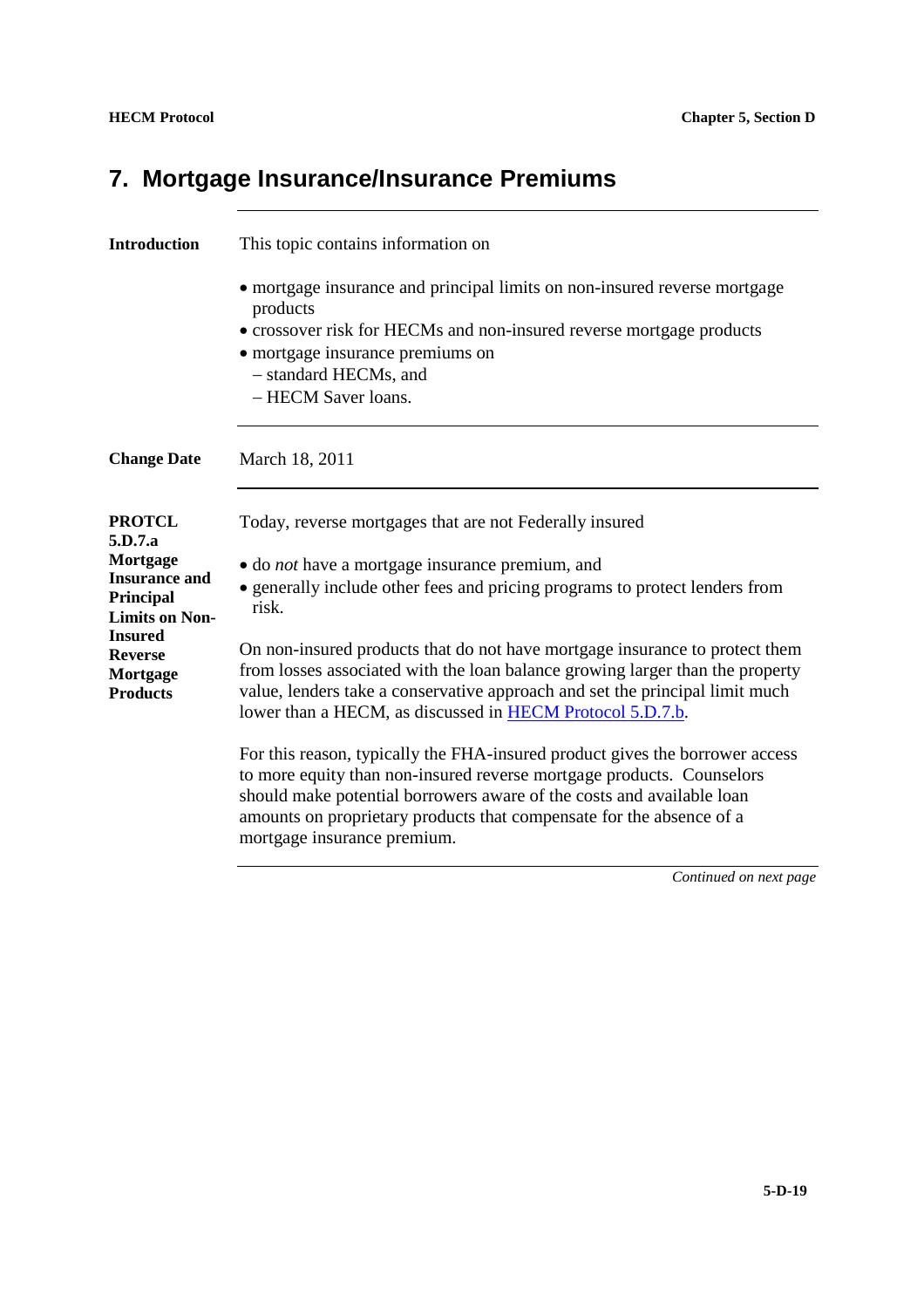## 7. Mortgage Insurance/Insurance Premiums

**Introduction**

This topic contains information on

- mortgage insurance and principal limits on non-insured reverse mortgage products
- crossover risk for HECMs and non-insured reverse mortgage products
- mortgage insurance premiums on
  - standard HECMs, and
  - HECM Saver loans.

**Change Date**

March 18, 2011

**PROTCL 5.D.7.a Mortgage Insurance and Principal Limits on Non-Insured Reverse Mortgage Products**

Today, reverse mortgages that are not Federally insured

- do *not* have a mortgage insurance premium, and
- generally include other fees and pricing programs to protect lenders from risk.

On non-insured products that do not have mortgage insurance to protect them from losses associated with the loan balance growing larger than the property value, lenders take a conservative approach and set the principal limit much lower than a HECM, as discussed in HECM Protocol 5.D.7.b.

For this reason, typically the FHA-insured product gives the borrower access to more equity than non-insured reverse mortgage products. Counselors should make potential borrowers aware of the costs and available loan amounts on proprietary products that compensate for the absence of a mortgage insurance premium.

*Continued on next page*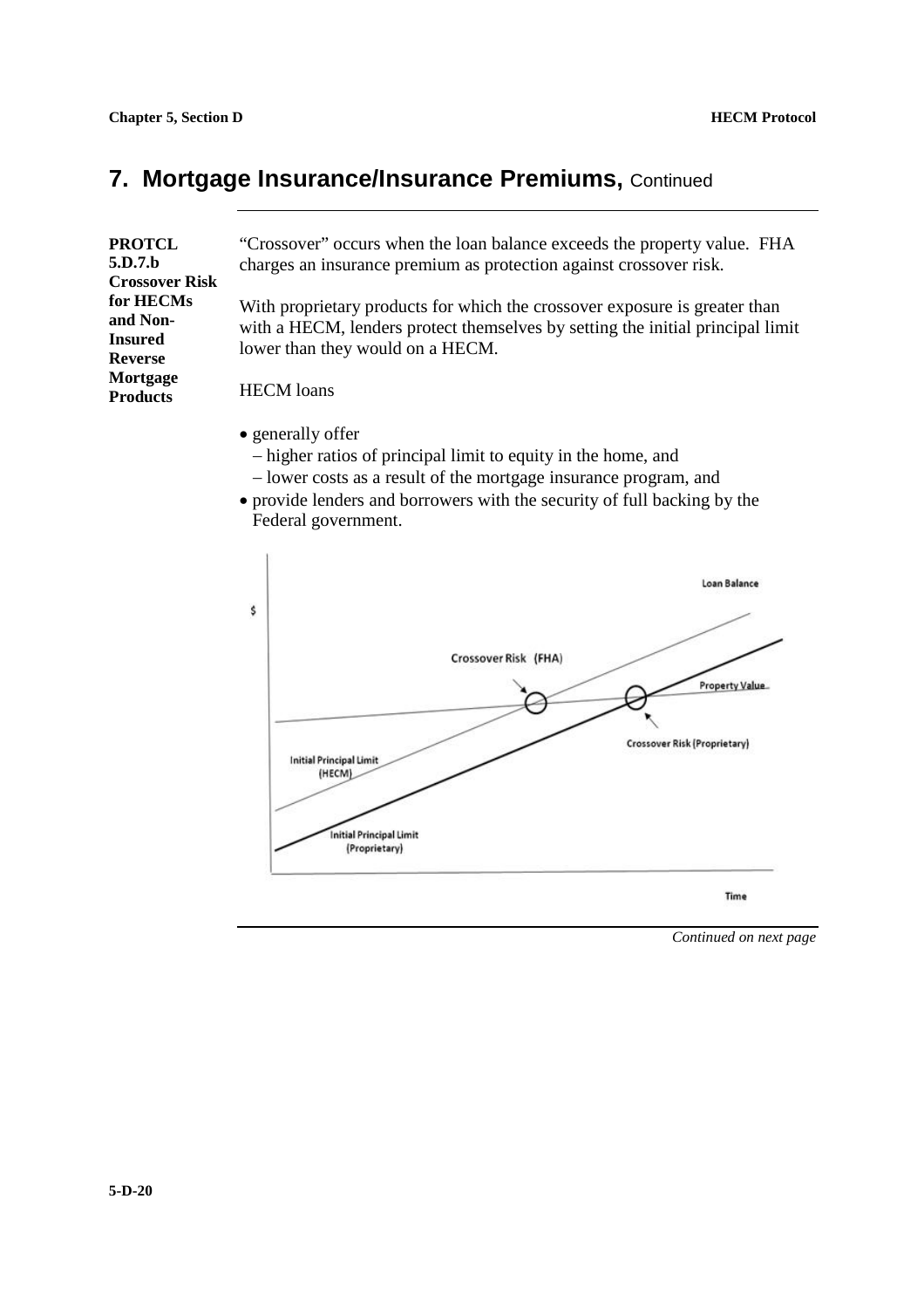## 7. Mortgage Insurance/Insurance Premiums, Continued

**PROTCL 5.D.7.b Crossover Risk for HECMs and Non-Insured Reverse Mortgage Products**

"Crossover" occurs when the loan balance exceeds the property value. FHA charges an insurance premium as protection against crossover risk.

With proprietary products for which the crossover exposure is greater than with a HECM, lenders protect themselves by setting the initial principal limit lower than they would on a HECM.

HECM loans

- generally offer
  - higher ratios of principal limit to equity in the home, and
  - lower costs as a result of the mortgage insurance program, and
- provide lenders and borrowers with the security of full backing by the Federal government.

*Continued on next page*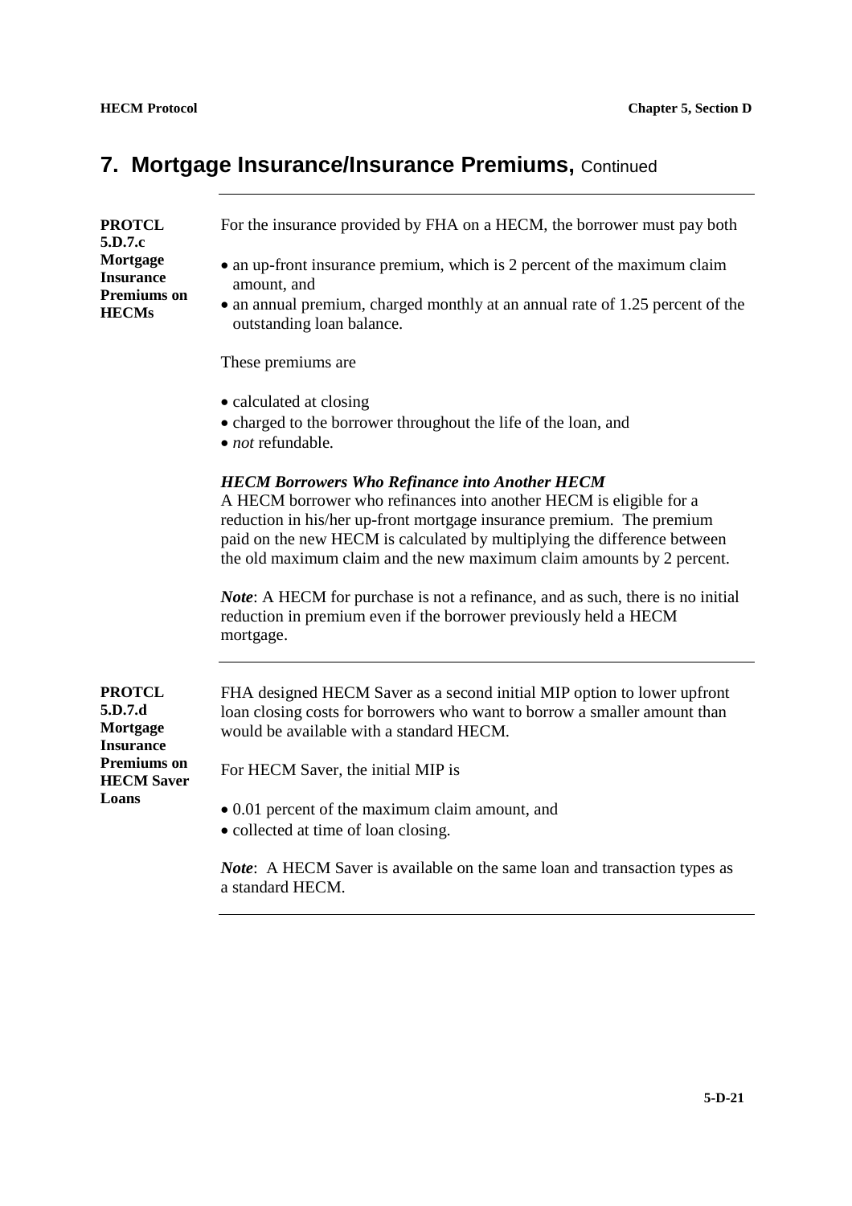## 7. Mortgage Insurance/Insurance Premiums, Continued

**PROTCL 5.D.7.c Mortgage Insurance Premiums on HECMs**

For the insurance provided by FHA on a HECM, the borrower must pay both

- an up-front insurance premium, which is 2 percent of the maximum claim amount, and
- an annual premium, charged monthly at an annual rate of 1.25 percent of the outstanding loan balance.

These premiums are

- calculated at closing
- charged to the borrower throughout the life of the loan, and
- *not* refundable.

***HECM Borrowers Who Refinance into Another HECM***

A HECM borrower who refinances into another HECM is eligible for a reduction in his/her up-front mortgage insurance premium. The premium paid on the new HECM is calculated by multiplying the difference between the old maximum claim and the new maximum claim amounts by 2 percent.

***Note***: A HECM for purchase is not a refinance, and as such, there is no initial reduction in premium even if the borrower previously held a HECM mortgage.

**PROTCL 5.D.7.d Mortgage Insurance Premiums on HECM Saver Loans**

FHA designed HECM Saver as a second initial MIP option to lower upfront loan closing costs for borrowers who want to borrow a smaller amount than would be available with a standard HECM.

For HECM Saver, the initial MIP is

- 0.01 percent of the maximum claim amount, and
- collected at time of loan closing.

***Note***: A HECM Saver is available on the same loan and transaction types as a standard HECM.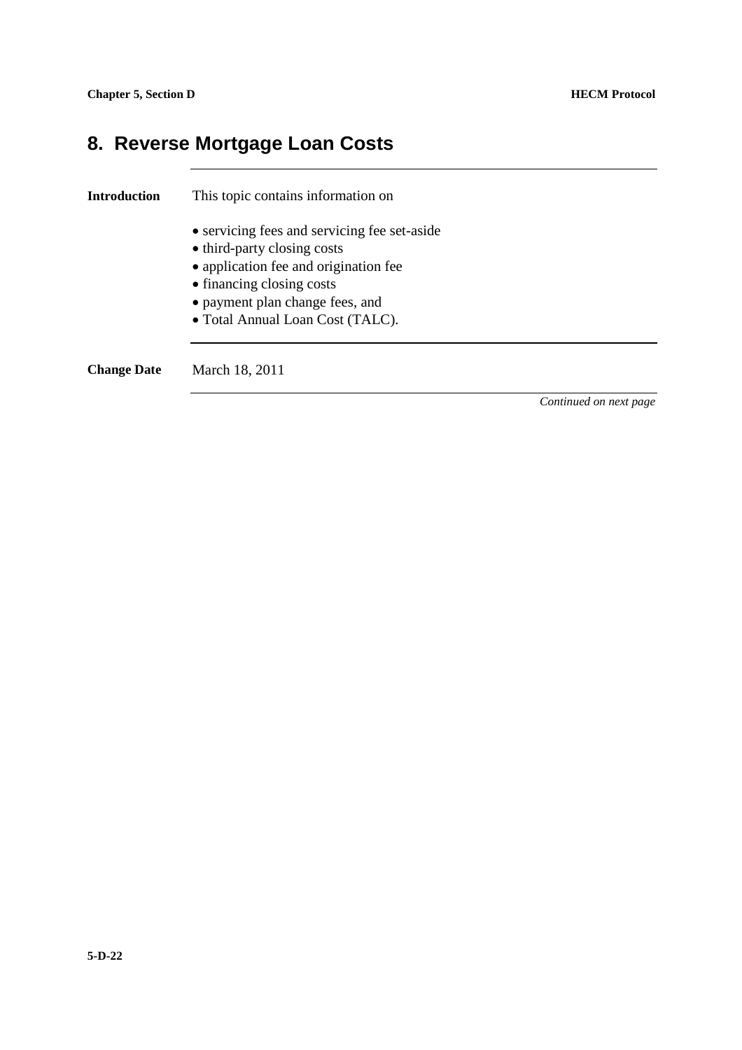# 8. Reverse Mortgage Loan Costs

**Introduction**

This topic contains information on

- servicing fees and servicing fee set-aside
- third-party closing costs
- application fee and origination fee
- financing closing costs
- payment plan change fees, and
- Total Annual Loan Cost (TALC).

**Change Date**

March 18, 2011

*Continued on next page*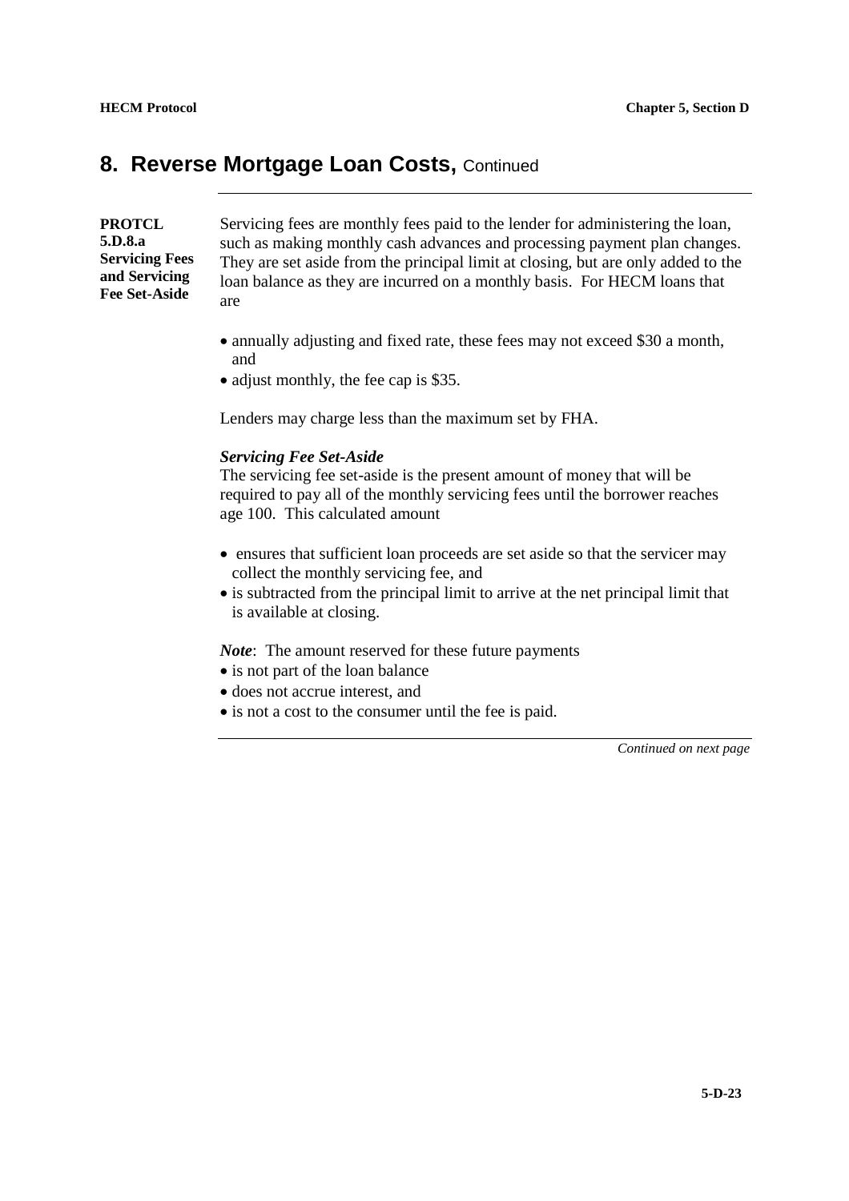## 8. Reverse Mortgage Loan Costs, Continued

**PROTCL 5.D.8.a Servicing Fees and Servicing Fee Set-Aside**

Servicing fees are monthly fees paid to the lender for administering the loan, such as making monthly cash advances and processing payment plan changes. They are set aside from the principal limit at closing, but are only added to the loan balance as they are incurred on a monthly basis. For HECM loans that are

- annually adjusting and fixed rate, these fees may not exceed $30 a month, and
- adjust monthly, the fee cap is $35.

Lenders may charge less than the maximum set by FHA.

***Servicing Fee Set-Aside***

The servicing fee set-aside is the present amount of money that will be required to pay all of the monthly servicing fees until the borrower reaches age 100. This calculated amount

- ensures that sufficient loan proceeds are set aside so that the servicer may collect the monthly servicing fee, and
- is subtracted from the principal limit to arrive at the net principal limit that is available at closing.

***Note***: The amount reserved for these future payments

- is not part of the loan balance
- does not accrue interest, and
- is not a cost to the consumer until the fee is paid.

*Continued on next page*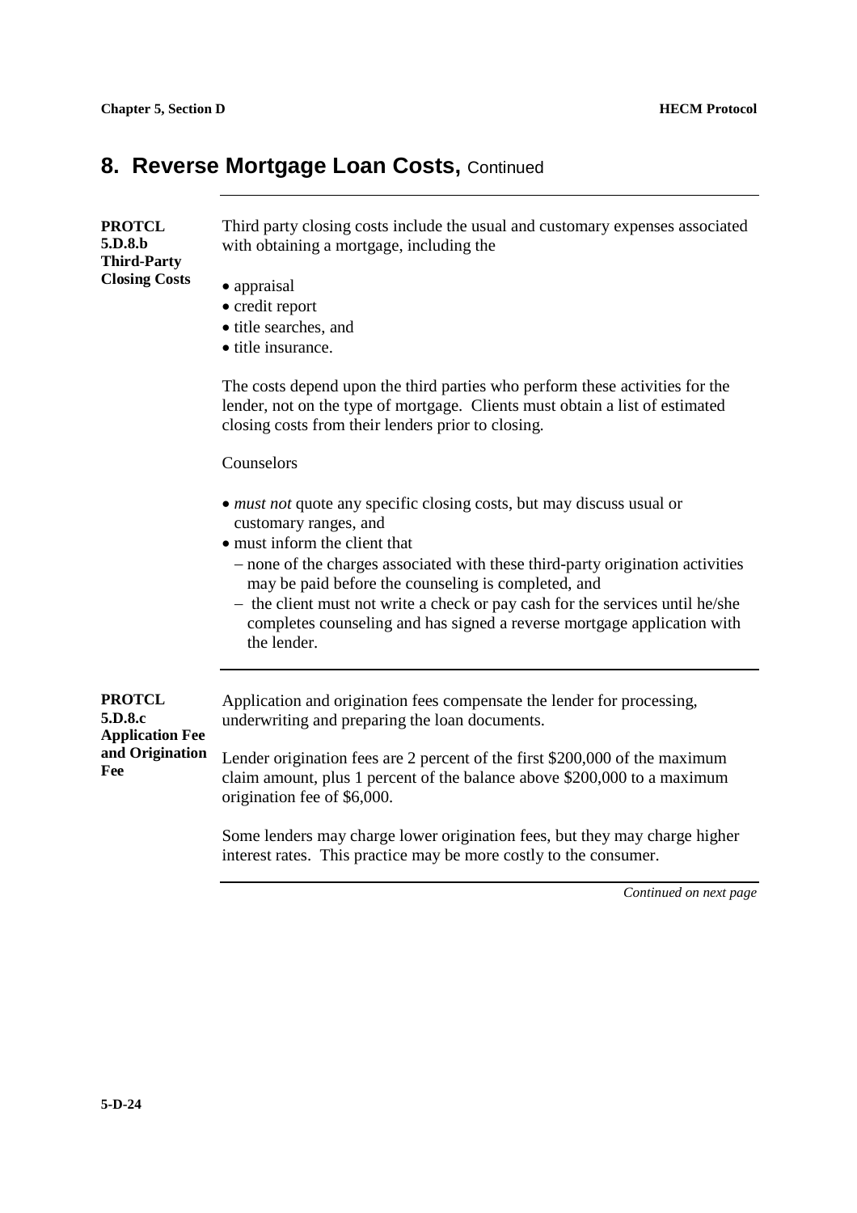## 8. Reverse Mortgage Loan Costs, Continued

**PROTCL 5.D.8.b Third-Party Closing Costs**

Third party closing costs include the usual and customary expenses associated with obtaining a mortgage, including the

- appraisal
- credit report
- title searches, and
- title insurance.

The costs depend upon the third parties who perform these activities for the lender, not on the type of mortgage. Clients must obtain a list of estimated closing costs from their lenders prior to closing.

Counselors

- *must not* quote any specific closing costs, but may discuss usual or customary ranges, and
- must inform the client that
  - none of the charges associated with these third-party origination activities may be paid before the counseling is completed, and
  - the client must not write a check or pay cash for the services until he/she completes counseling and has signed a reverse mortgage application with the lender.

**PROTCL 5.D.8.c Application Fee and Origination Fee**

Application and origination fees compensate the lender for processing, underwriting and preparing the loan documents.

Lender origination fees are 2 percent of the first $200,000 of the maximum claim amount, plus 1 percent of the balance above $200,000 to a maximum origination fee of $6,000.

Some lenders may charge lower origination fees, but they may charge higher interest rates. This practice may be more costly to the consumer.

*Continued on next page*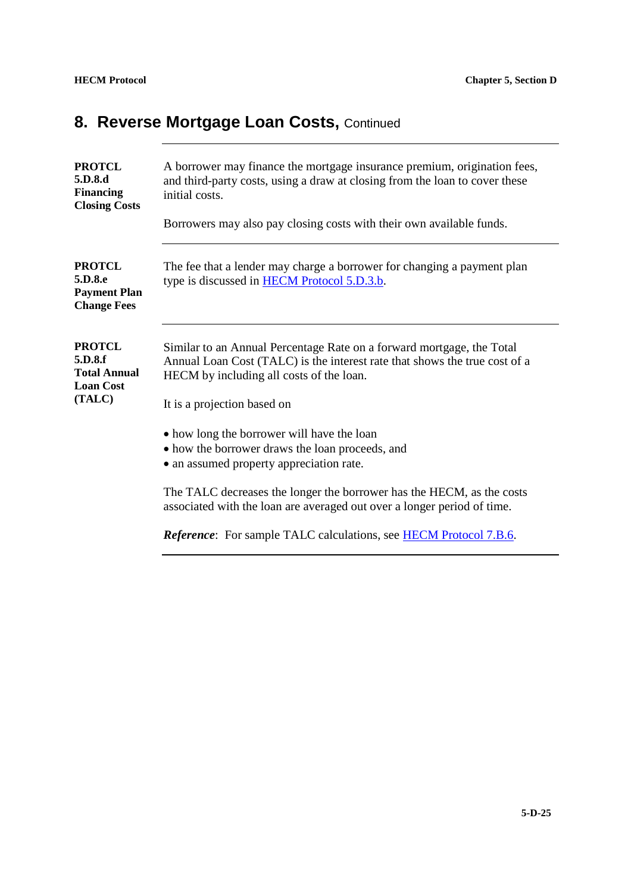# 8. Reverse Mortgage Loan Costs, Continued

**PROTCL 5.D.8.d Financing Closing Costs**

A borrower may finance the mortgage insurance premium, origination fees, and third-party costs, using a draw at closing from the loan to cover these initial costs.

Borrowers may also pay closing costs with their own available funds.

---

**PROTCL 5.D.8.e Payment Plan Change Fees**

The fee that a lender may charge a borrower for changing a payment plan type is discussed in HECM Protocol 5.D.3.b.

---

**PROTCL 5.D.8.f Total Annual Loan Cost (TALC)**

Similar to an Annual Percentage Rate on a forward mortgage, the Total Annual Loan Cost (TALC) is the interest rate that shows the true cost of a HECM by including all costs of the loan.

It is a projection based on

- how long the borrower will have the loan
- how the borrower draws the loan proceeds, and
- an assumed property appreciation rate.

The TALC decreases the longer the borrower has the HECM, as the costs associated with the loan are averaged out over a longer period of time.

***Reference***: For sample TALC calculations, see HECM Protocol 7.B.6.